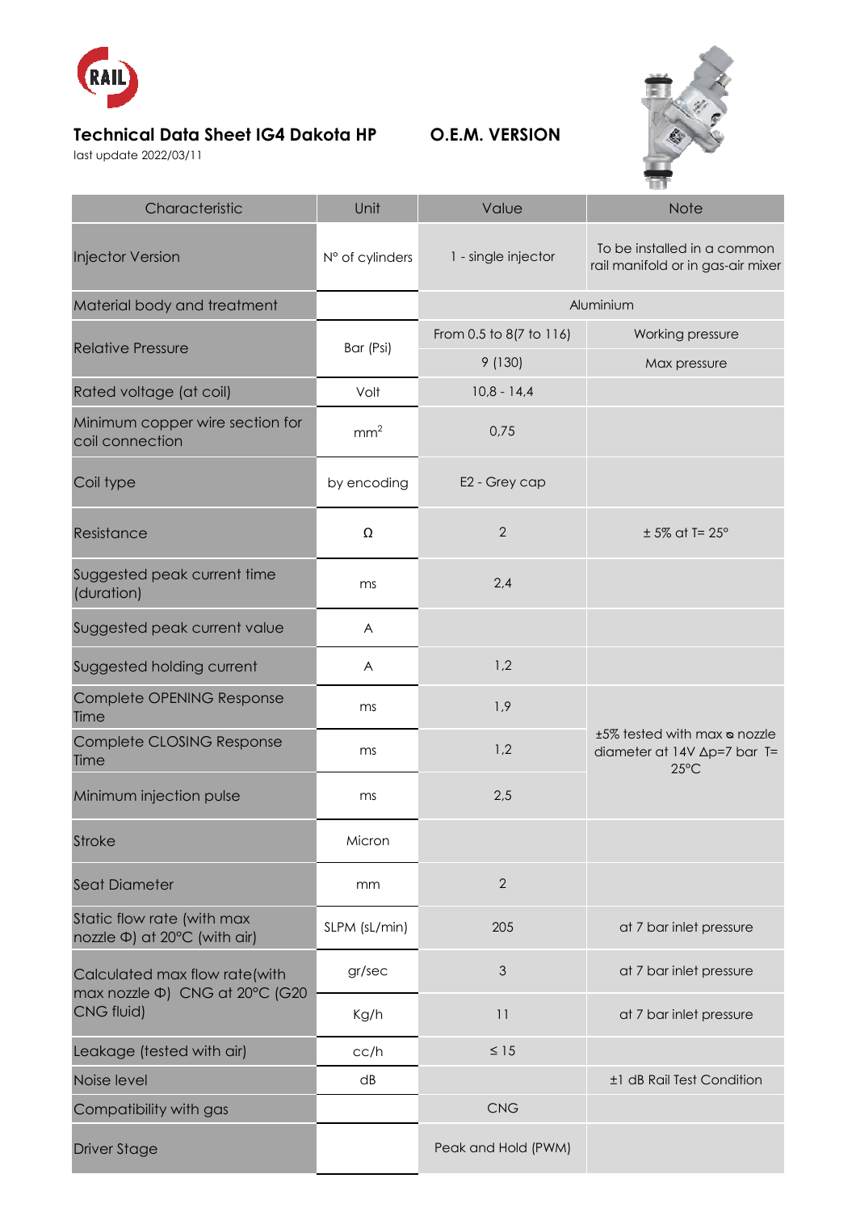# Technical Data Sheet IG4 Dakota HP

**O.E.M. VERSION**

last update 2022/03/11

| Characteristic | Unit | Value | Note |
|---|---|---|---|
| Injector Version | N° of cylinders | 1 - single injector | To be installed in a common rail manifold or in gas-air mixer |
| Material body and treatment | | Aluminium | |
| Relative Pressure | Bar (Psi) | From 0.5 to 8(7 to 116) | Working pressure |
| | | 9 (130) | Max pressure |
| Rated voltage (at coil) | Volt | 10,8 - 14,4 | |
| Minimum copper wire section for coil connection | $mm^2$ | 0,75 | |
| Coil type | by encoding | E2 - Grey cap | |
| Resistance | Ω | 2 | ± 5% at T= 25° |
| Suggested peak current time (duration) | ms | 2,4 | |
| Suggested peak current value | A | | |
| Suggested holding current | A | 1,2 | |
| Complete OPENING Response Time | ms | 1,9 | ±5% tested with max ⌀ nozzle diameter at 14V Δp=7 bar T= 25°C |
| Complete CLOSING Response Time | ms | 1,2 | |
| Minimum injection pulse | ms | 2,5 | |
| Stroke | Micron | | |
| Seat Diameter | mm | 2 | |
| Static flow rate (with max nozzle Φ) at 20°C (with air) | SLPM (sL/min) | 205 | at 7 bar inlet pressure |
| Calculated max flow rate(with max nozzle Φ) CNG at 20°C (G20 CNG fluid) | gr/sec | 3 | at 7 bar inlet pressure |
| | Kg/h | 11 | at 7 bar inlet pressure |
| Leakage (tested with air) | cc/h | ≤ 15 | |
| Noise level | dB | | ±1 dB Rail Test Condition |
| Compatibility with gas | | CNG | |
| Driver Stage | | Peak and Hold (PWM) | |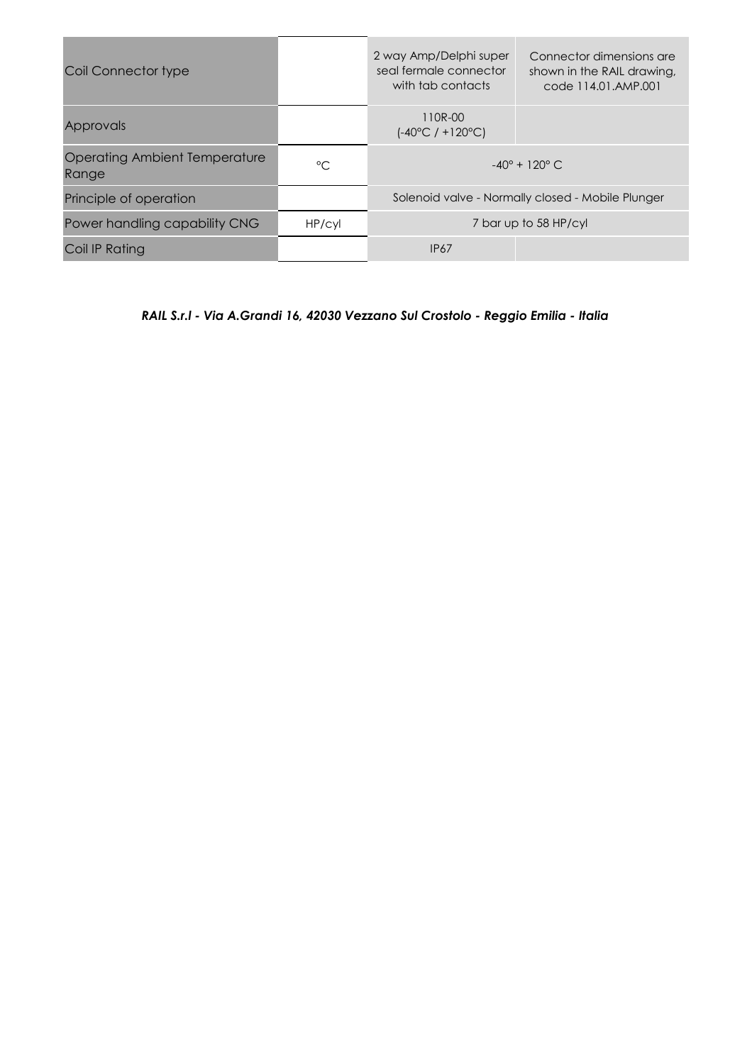| | | | |
|---|---|---|---|
| Coil Connector type | | 2 way Amp/Delphi super seal fermale connector with tab contacts | Connector dimensions are shown in the RAIL drawing, code 114.01.AMP.001 |
| Approvals | | 110R-00 (-40°C / +120°C) | |
| Operating Ambient Temperature Range | °C | -40° + 120° C | |
| Principle of operation | | Solenoid valve - Normally closed - Mobile Plunger | |
| Power handling capability CNG | HP/cyl | 7 bar up to 58 HP/cyl | |
| Coil IP Rating | | IP67 | |

***RAIL S.r.l - Via A.Grandi 16, 42030 Vezzano Sul Crostolo - Reggio Emilia - Italia***